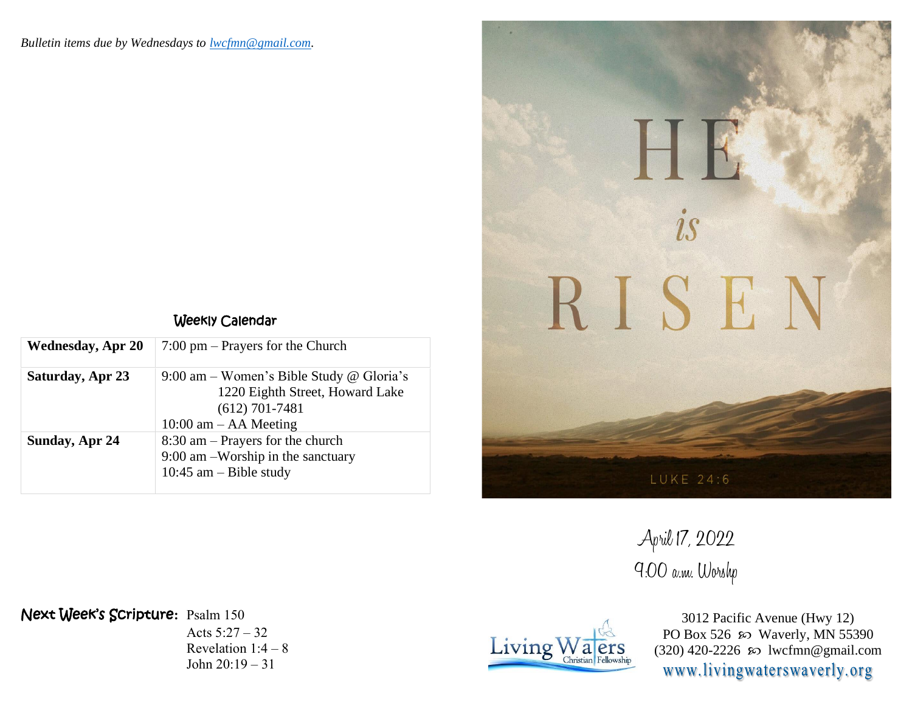*Bulletin items due by Wednesdays to lwcfmn@gmail.com.*

## Weekly Calendar

| | |
|---|---|
| **Wednesday, Apr 20** | 7:00 pm – Prayers for the Church |
| **Saturday, Apr 23** | 9:00 am – Women's Bible Study @ Gloria's<br>1220 Eighth Street, Howard Lake<br>(612) 701-7481<br>10:00 am – AA Meeting |
| **Sunday, Apr 24** | 8:30 am – Prayers for the church<br>9:00 am –Worship in the sanctuary<br>10:45 am – Bible study |

**Next Week's Scripture:** Psalm 150
Acts 5:27 – 32
Revelation 1:4 – 8
John 20:19 – 31

# HE *is* RISEN

LUKE 24:6

April 17, 2022
9:00 a.m. Worship

Living Waters Christian Fellowship

3012 Pacific Avenue (Hwy 12)
PO Box 526 ∞ Waverly, MN 55390
(320) 420-2226 ∞ lwcfmn@gmail.com
www.livingwaterswaverly.org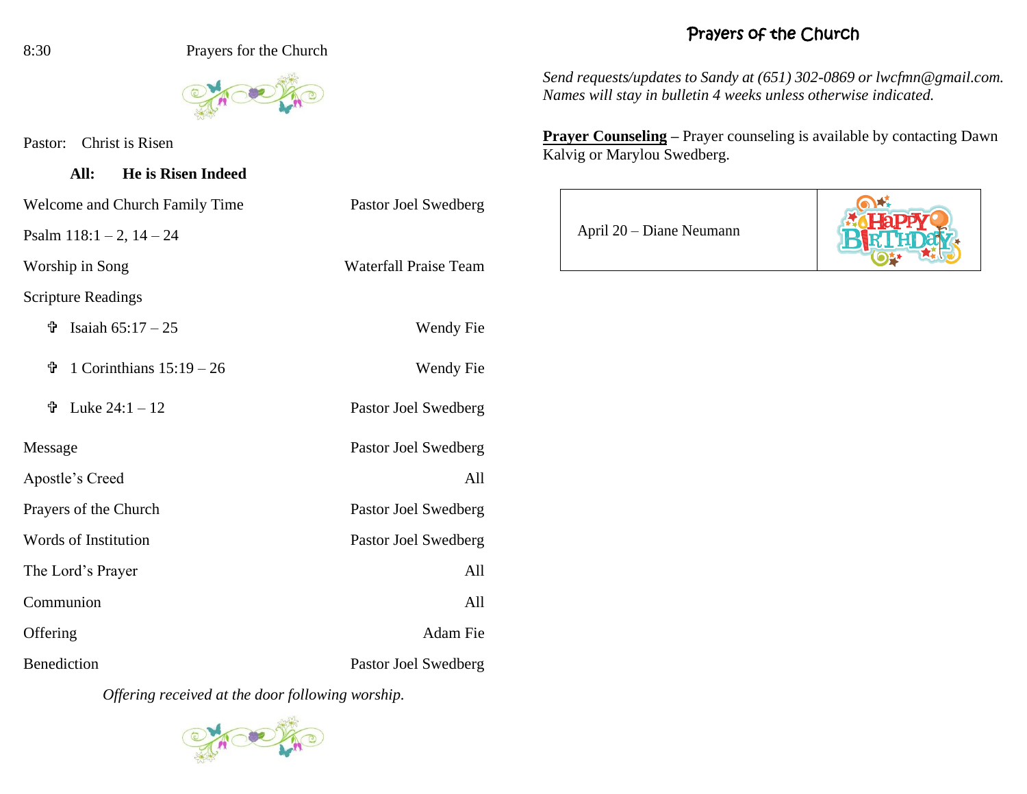8:30 Prayers for the Church

Pastor: Christ is Risen

**All: He is Risen Indeed**

| | |
|---|---|
| Welcome and Church Family Time | Pastor Joel Swedberg |
| Psalm 118:1 – 2, 14 – 24 | |
| Worship in Song | Waterfall Praise Team |
| Scripture Readings | |
| ✞ Isaiah 65:17 – 25 | Wendy Fie |
| ✞ 1 Corinthians 15:19 – 26 | Wendy Fie |
| ✞ Luke 24:1 – 12 | Pastor Joel Swedberg |
| Message | Pastor Joel Swedberg |
| Apostle's Creed | All |
| Prayers of the Church | Pastor Joel Swedberg |
| Words of Institution | Pastor Joel Swedberg |
| The Lord's Prayer | All |
| Communion | All |
| Offering | Adam Fie |
| Benediction | Pastor Joel Swedberg |

*Offering received at the door following worship.*

# Prayers of the Church

*Send requests/updates to Sandy at (651) 302-0869 or lwcfmn@gmail.com. Names will stay in bulletin 4 weeks unless otherwise indicated.*

**Prayer Counseling –** Prayer counseling is available by contacting Dawn Kalvig or Marylou Swedberg.

| | |
|---|---|
| April 20 – Diane Neumann | HAPPY BIRTHDAY |